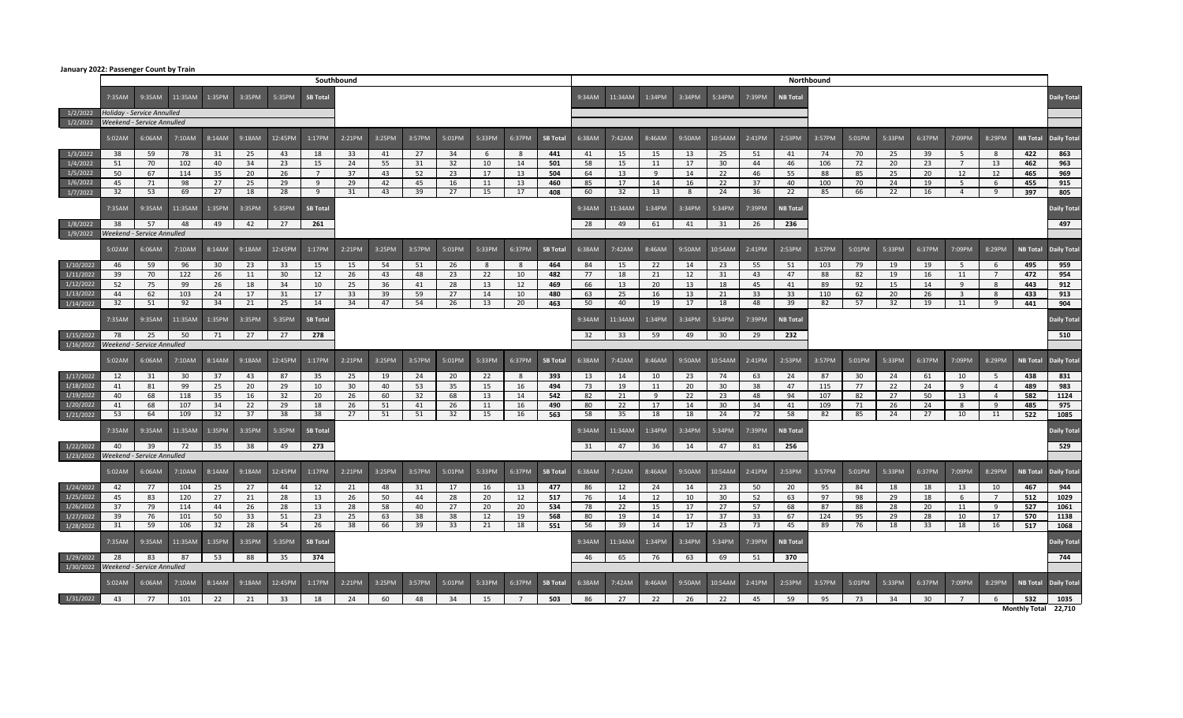# January 2022: Passenger Count by Train

| | Southbound | | | | | | | | | | | | | | Northbound | | | | | | | | | | | | | | |
|---|---|---|---|---|---|---|---|---|---|---|---|---|---|---|---|---|---|---|---|---|---|---|---|---|---|---|---|---|---|
| | 7:35AM | 9:35AM | 11:35AM | 1:35PM | 3:35PM | 5:35PM | SB Total | | | | | | | | 9:34AM | 11:34AM | 1:34PM | 3:34PM | 5:34PM | 7:39PM | NB Total | | | | | | | | Daily Total |
| 1/2/2022 | Holiday - Service Annulled | | | | | | | | | | | | | | | | | | | | | | | | | | | | |
| 1/2/2022 | Weekend - Service Annulled | | | | | | | | | | | | | | | | | | | | | | | | | | | | |
| | 5:02AM | 6:06AM | 7:10AM | 8:14AM | 9:18AM | 12:45PM | 1:17PM | 2:21PM | 3:25PM | 3:57PM | 5:01PM | 5:33PM | 6:37PM | SB Total | 6:38AM | 7:42AM | 8:46AM | 9:50AM | 10:54AM | 2:41PM | 2:53PM | 3:57PM | 5:01PM | 5:33PM | 6:37PM | 7:09PM | 8:29PM | NB Total | Daily Total |
| 1/3/2022 | 38 | 59 | 78 | 31 | 25 | 43 | 18 | 33 | 41 | 27 | 34 | 6 | 8 | 441 | 41 | 15 | 15 | 13 | 25 | 51 | 41 | 74 | 70 | 25 | 39 | 5 | 8 | 422 | 863 |
| 1/4/2022 | 51 | 70 | 102 | 40 | 34 | 23 | 15 | 24 | 55 | 31 | 32 | 10 | 14 | 501 | 58 | 15 | 11 | 17 | 30 | 44 | 46 | 106 | 72 | 20 | 23 | 7 | 13 | 462 | 963 |
| 1/5/2022 | 50 | 67 | 114 | 35 | 20 | 26 | 7 | 37 | 43 | 52 | 23 | 17 | 13 | 504 | 64 | 13 | 9 | 14 | 22 | 46 | 55 | 88 | 85 | 25 | 20 | 12 | 12 | 465 | 969 |
| 1/6/2022 | 45 | 71 | 98 | 27 | 25 | 29 | 9 | 29 | 42 | 45 | 16 | 11 | 13 | 460 | 85 | 17 | 14 | 16 | 22 | 37 | 40 | 100 | 70 | 24 | 19 | 5 | 6 | 455 | 915 |
| 1/7/2022 | 32 | 53 | 69 | 27 | 18 | 28 | 9 | 31 | 43 | 39 | 27 | 15 | 17 | 408 | 60 | 32 | 13 | 8 | 24 | 36 | 22 | 85 | 66 | 22 | 16 | 4 | 9 | 397 | 805 |
| | 7:35AM | 9:35AM | 11:35AM | 1:35PM | 3:35PM | 5:35PM | SB Total | | | | | | | | 9:34AM | 11:34AM | 1:34PM | 3:34PM | 5:34PM | 7:39PM | NB Total | | | | | | | | Daily Total |
| 1/8/2022 | 38 | 57 | 48 | 49 | 42 | 27 | 261 | | | | | | | | 28 | 49 | 61 | 41 | 31 | 26 | 236 | | | | | | | | 497 |
| 1/9/2022 | Weekend - Service Annulled | | | | | | | | | | | | | | | | | | | | | | | | | | | | |
| | 5:02AM | 6:06AM | 7:10AM | 8:14AM | 9:18AM | 12:45PM | 1:17PM | 2:21PM | 3:25PM | 3:57PM | 5:01PM | 5:33PM | 6:37PM | SB Total | 6:38AM | 7:42AM | 8:46AM | 9:50AM | 10:54AM | 2:41PM | 2:53PM | 3:57PM | 5:01PM | 5:33PM | 6:37PM | 7:09PM | 8:29PM | NB Total | Daily Total |
| 1/10/2022 | 46 | 59 | 96 | 30 | 23 | 33 | 15 | 15 | 54 | 51 | 26 | 8 | 8 | 464 | 84 | 15 | 22 | 14 | 23 | 55 | 51 | 103 | 79 | 19 | 19 | 5 | 6 | 495 | 959 |
| 1/11/2022 | 39 | 70 | 122 | 26 | 11 | 30 | 12 | 26 | 43 | 48 | 23 | 22 | 10 | 482 | 77 | 18 | 21 | 12 | 31 | 43 | 47 | 88 | 82 | 19 | 16 | 11 | 7 | 472 | 954 |
| 1/12/2022 | 52 | 75 | 99 | 26 | 18 | 34 | 10 | 25 | 36 | 41 | 28 | 13 | 12 | 469 | 66 | 13 | 20 | 13 | 18 | 45 | 41 | 89 | 92 | 15 | 14 | 9 | 8 | 443 | 912 |
| 1/13/2022 | 44 | 62 | 103 | 24 | 17 | 31 | 17 | 33 | 39 | 59 | 27 | 14 | 10 | 480 | 63 | 25 | 16 | 13 | 21 | 33 | 33 | 110 | 62 | 20 | 26 | 3 | 8 | 433 | 913 |
| 1/14/2022 | 32 | 51 | 92 | 34 | 21 | 25 | 14 | 34 | 47 | 54 | 26 | 13 | 20 | 463 | 50 | 40 | 19 | 17 | 18 | 48 | 39 | 82 | 57 | 32 | 19 | 11 | 9 | 441 | 904 |
| | 7:35AM | 9:35AM | 11:35AM | 1:35PM | 3:35PM | 5:35PM | SB Total | | | | | | | | 9:34AM | 11:34AM | 1:34PM | 3:34PM | 5:34PM | 7:39PM | NB Total | | | | | | | | Daily Total |
| 1/15/2022 | 78 | 25 | 50 | 71 | 27 | 27 | 278 | | | | | | | | 32 | 33 | 59 | 49 | 30 | 29 | 232 | | | | | | | | 510 |
| 1/16/2022 | Weekend - Service Annulled | | | | | | | | | | | | | | | | | | | | | | | | | | | | |
| | 5:02AM | 6:06AM | 7:10AM | 8:14AM | 9:18AM | 12:45PM | 1:17PM | 2:21PM | 3:25PM | 3:57PM | 5:01PM | 5:33PM | 6:37PM | SB Total | 6:38AM | 7:42AM | 8:46AM | 9:50AM | 10:54AM | 2:41PM | 2:53PM | 3:57PM | 5:01PM | 5:33PM | 6:37PM | 7:09PM | 8:29PM | NB Total | Daily Total |
| 1/17/2022 | 12 | 31 | 30 | 37 | 43 | 87 | 35 | 25 | 19 | 24 | 20 | 22 | 8 | 393 | 13 | 14 | 10 | 23 | 74 | 63 | 24 | 87 | 30 | 24 | 61 | 10 | 5 | 438 | 831 |
| 1/18/2022 | 41 | 81 | 99 | 25 | 20 | 29 | 10 | 30 | 40 | 53 | 35 | 15 | 16 | 494 | 73 | 19 | 11 | 20 | 30 | 38 | 47 | 115 | 77 | 22 | 24 | 9 | 4 | 489 | 983 |
| 1/19/2022 | 40 | 68 | 118 | 35 | 16 | 32 | 20 | 26 | 60 | 32 | 68 | 13 | 14 | 542 | 82 | 21 | 9 | 22 | 23 | 48 | 94 | 107 | 82 | 27 | 50 | 13 | 4 | 582 | 1124 |
| 1/20/2022 | 41 | 68 | 107 | 34 | 22 | 29 | 18 | 26 | 51 | 41 | 26 | 11 | 16 | 490 | 80 | 22 | 17 | 14 | 30 | 34 | 41 | 109 | 71 | 26 | 24 | 8 | 9 | 485 | 975 |
| 1/21/2022 | 53 | 64 | 109 | 32 | 37 | 38 | 38 | 27 | 51 | 51 | 32 | 15 | 16 | 563 | 58 | 35 | 18 | 18 | 24 | 72 | 58 | 82 | 85 | 24 | 27 | 10 | 11 | 522 | 1085 |
| | 7:35AM | 9:35AM | 11:35AM | 1:35PM | 3:35PM | 5:35PM | SB Total | | | | | | | | 9:34AM | 11:34AM | 1:34PM | 3:34PM | 5:34PM | 7:39PM | NB Total | | | | | | | | Daily Total |
| 1/22/2022 | 40 | 39 | 72 | 35 | 38 | 49 | 273 | | | | | | | | 31 | 47 | 36 | 14 | 47 | 81 | 256 | | | | | | | | 529 |
| 1/23/2022 | Weekend - Service Annulled | | | | | | | | | | | | | | | | | | | | | | | | | | | | |
| | 5:02AM | 6:06AM | 7:10AM | 8:14AM | 9:18AM | 12:45PM | 1:17PM | 2:21PM | 3:25PM | 3:57PM | 5:01PM | 5:33PM | 6:37PM | SB Total | 6:38AM | 7:42AM | 8:46AM | 9:50AM | 10:54AM | 2:41PM | 2:53PM | 3:57PM | 5:01PM | 5:33PM | 6:37PM | 7:09PM | 8:29PM | NB Total | Daily Total |
| 1/24/2022 | 42 | 77 | 104 | 25 | 27 | 44 | 12 | 21 | 48 | 31 | 17 | 16 | 13 | 477 | 86 | 12 | 24 | 14 | 23 | 50 | 20 | 95 | 84 | 18 | 18 | 13 | 10 | 467 | 944 |
| 1/25/2022 | 45 | 83 | 120 | 27 | 21 | 28 | 13 | 26 | 50 | 44 | 28 | 20 | 12 | 517 | 76 | 14 | 12 | 10 | 30 | 52 | 63 | 97 | 98 | 29 | 18 | 6 | 7 | 512 | 1029 |
| 1/26/2022 | 37 | 79 | 114 | 44 | 26 | 28 | 13 | 28 | 58 | 40 | 27 | 20 | 20 | 534 | 78 | 22 | 15 | 17 | 27 | 57 | 68 | 87 | 88 | 28 | 20 | 11 | 9 | 527 | 1061 |
| 1/27/2022 | 39 | 76 | 101 | 50 | 33 | 51 | 23 | 25 | 63 | 38 | 38 | 12 | 19 | 568 | 80 | 19 | 14 | 17 | 37 | 33 | 67 | 124 | 95 | 29 | 28 | 10 | 17 | 570 | 1138 |
| 1/28/2022 | 31 | 59 | 106 | 32 | 28 | 54 | 26 | 38 | 66 | 39 | 33 | 21 | 18 | 551 | 56 | 39 | 14 | 17 | 23 | 73 | 45 | 89 | 76 | 18 | 33 | 18 | 16 | 517 | 1068 |
| | 7:35AM | 9:35AM | 11:35AM | 1:35PM | 3:35PM | 5:35PM | SB Total | | | | | | | | 9:34AM | 11:34AM | 1:34PM | 3:34PM | 5:34PM | 7:39PM | NB Total | | | | | | | | Daily Total |
| 1/29/2022 | 28 | 83 | 87 | 53 | 88 | 35 | 374 | | | | | | | | 46 | 65 | 76 | 63 | 69 | 51 | 370 | | | | | | | | 744 |
| 1/30/2022 | Weekend - Service Annulled | | | | | | | | | | | | | | | | | | | | | | | | | | | | |
| | 5:02AM | 6:06AM | 7:10AM | 8:14AM | 9:18AM | 12:45PM | 1:17PM | 2:21PM | 3:25PM | 3:57PM | 5:01PM | 5:33PM | 6:37PM | SB Total | 6:38AM | 7:42AM | 8:46AM | 9:50AM | 10:54AM | 2:41PM | 2:53PM | 3:57PM | 5:01PM | 5:33PM | 6:37PM | 7:09PM | 8:29PM | NB Total | Daily Total |
| 1/31/2022 | 43 | 77 | 101 | 22 | 21 | 33 | 18 | 24 | 60 | 48 | 34 | 15 | 7 | 503 | 86 | 27 | 22 | 26 | 22 | 45 | 59 | 95 | 73 | 34 | 30 | 7 | 6 | 532 | 1035 |
| | | | | | | | | | | | | | | | | | | | | | | | | | | | | Monthly Total | 22,710 |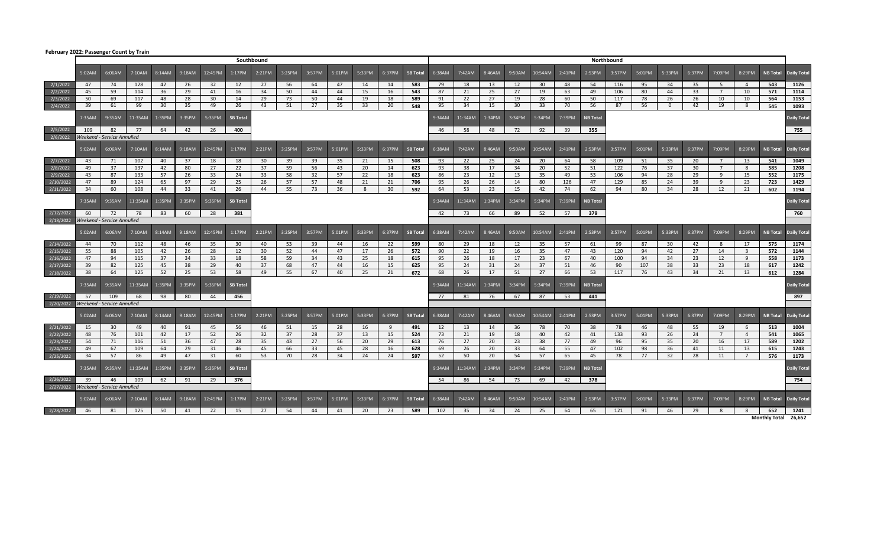**February 2022: Passenger Count by Train**

| | Southbound | | | | | | | | | | | | | | Northbound | | | | | | | | | | | | | | |
|---|---|---|---|---|---|---|---|---|---|---|---|---|---|---|---|---|---|---|---|---|---|---|---|---|---|---|---|---|---|
| | 5:02AM | 6:06AM | 7:10AM | 8:14AM | 9:18AM | 12:45PM | 1:17PM | 2:21PM | 3:25PM | 3:57PM | 5:01PM | 5:33PM | 6:37PM | SB Total | 6:38AM | 7:42AM | 8:46AM | 9:50AM | 10:54AM | 2:41PM | 2:53PM | 3:57PM | 5:01PM | 5:33PM | 6:37PM | 7:09PM | 8:29PM | NB Total | Daily Total |
| 2/1/2022 | 47 | 74 | 128 | 42 | 26 | 32 | 12 | 27 | 56 | 64 | 47 | 14 | 14 | 583 | 79 | 18 | 13 | 12 | 30 | 48 | 54 | 116 | 95 | 34 | 35 | 5 | 4 | 543 | 1126 |
| 2/2/2022 | 45 | 59 | 114 | 36 | 29 | 41 | 16 | 34 | 50 | 44 | 44 | 15 | 16 | 543 | 87 | 21 | 25 | 27 | 19 | 63 | 49 | 106 | 80 | 44 | 33 | 7 | 10 | 571 | 1114 |
| 2/3/2022 | 50 | 69 | 117 | 48 | 28 | 30 | 14 | 29 | 73 | 50 | 44 | 19 | 18 | 589 | 91 | 22 | 27 | 19 | 28 | 60 | 50 | 117 | 78 | 26 | 26 | 10 | 10 | 564 | 1153 |
| 2/4/2022 | 39 | 61 | 99 | 30 | 35 | 49 | 26 | 43 | 51 | 27 | 35 | 33 | 20 | 548 | 95 | 34 | 15 | 30 | 33 | 70 | 56 | 87 | 56 | 0 | 42 | 19 | 8 | 545 | 1093 |
| | 7:35AM | 9:35AM | 11:35AM | 1:35PM | 3:35PM | 5:35PM | SB Total | | | | | | | | 9:34AM | 11:34AM | 1:34PM | 3:34PM | 5:34PM | 7:39PM | NB Total | | | | | | | | Daily Total |
| 2/5/2022 | 109 | 82 | 77 | 64 | 42 | 26 | 400 | | | | | | | | 46 | 58 | 48 | 72 | 92 | 39 | 355 | | | | | | | | 755 |
| 2/6/2022 | Weekend - Service Annulled | | | | | | | | | | | | | | | | | | | | | | | | | | | | |
| | 5:02AM | 6:06AM | 7:10AM | 8:14AM | 9:18AM | 12:45PM | 1:17PM | 2:21PM | 3:25PM | 3:57PM | 5:01PM | 5:33PM | 6:37PM | SB Total | 6:38AM | 7:42AM | 8:46AM | 9:50AM | 10:54AM | 2:41PM | 2:53PM | 3:57PM | 5:01PM | 5:33PM | 6:37PM | 7:09PM | 8:29PM | NB Total | Daily Total |
| 2/7/2022 | 43 | 71 | 102 | 40 | 37 | 18 | 18 | 30 | 39 | 39 | 35 | 21 | 15 | 508 | 93 | 22 | 25 | 24 | 20 | 64 | 58 | 109 | 51 | 35 | 20 | 7 | 13 | 541 | 1049 |
| 2/8/2022 | 49 | 37 | 137 | 42 | 80 | 27 | 22 | 37 | 59 | 56 | 43 | 20 | 14 | 623 | 93 | 38 | 17 | 34 | 20 | 52 | 51 | 122 | 76 | 37 | 30 | 7 | 8 | 585 | 1208 |
| 2/9/2022 | 43 | 87 | 133 | 57 | 26 | 33 | 24 | 33 | 58 | 32 | 57 | 22 | 18 | 623 | 86 | 23 | 12 | 13 | 35 | 49 | 53 | 106 | 94 | 28 | 29 | 9 | 15 | 552 | 1175 |
| 2/10/2022 | 47 | 89 | 124 | 65 | 97 | 29 | 25 | 26 | 57 | 57 | 48 | 21 | 21 | 706 | 95 | 26 | 26 | 14 | 80 | 126 | 47 | 129 | 85 | 24 | 39 | 9 | 23 | 723 | 1429 |
| 2/11/2022 | 34 | 60 | 108 | 44 | 33 | 41 | 26 | 44 | 55 | 73 | 36 | 8 | 30 | 592 | 64 | 53 | 23 | 15 | 42 | 74 | 62 | 94 | 80 | 34 | 28 | 12 | 21 | 602 | 1194 |
| | 7:35AM | 9:35AM | 11:35AM | 1:35PM | 3:35PM | 5:35PM | SB Total | | | | | | | | 9:34AM | 11:34AM | 1:34PM | 3:34PM | 5:34PM | 7:39PM | NB Total | | | | | | | | Daily Total |
| 2/12/2022 | 60 | 72 | 78 | 83 | 60 | 28 | 381 | | | | | | | | 42 | 73 | 66 | 89 | 52 | 57 | 379 | | | | | | | | 760 |
| 2/13/2022 | Weekend - Service Annulled | | | | | | | | | | | | | | | | | | | | | | | | | | | | |
| | 5:02AM | 6:06AM | 7:10AM | 8:14AM | 9:18AM | 12:45PM | 1:17PM | 2:21PM | 3:25PM | 3:57PM | 5:01PM | 5:33PM | 6:37PM | SB Total | 6:38AM | 7:42AM | 8:46AM | 9:50AM | 10:54AM | 2:41PM | 2:53PM | 3:57PM | 5:01PM | 5:33PM | 6:37PM | 7:09PM | 8:29PM | NB Total | Daily Total |
| 2/14/2022 | 44 | 70 | 112 | 48 | 46 | 35 | 30 | 40 | 53 | 39 | 44 | 16 | 22 | 599 | 80 | 29 | 18 | 12 | 35 | 57 | 61 | 99 | 87 | 30 | 42 | 8 | 17 | 575 | 1174 |
| 2/15/2022 | 55 | 88 | 105 | 42 | 26 | 28 | 12 | 30 | 52 | 44 | 47 | 17 | 26 | 572 | 90 | 22 | 19 | 16 | 35 | 47 | 43 | 120 | 94 | 42 | 27 | 14 | 3 | 572 | 1144 |
| 2/16/2022 | 47 | 94 | 115 | 37 | 34 | 33 | 18 | 58 | 59 | 34 | 43 | 25 | 18 | 615 | 95 | 26 | 18 | 17 | 23 | 67 | 40 | 100 | 94 | 34 | 23 | 12 | 9 | 558 | 1173 |
| 2/17/2022 | 39 | 82 | 125 | 45 | 38 | 29 | 40 | 37 | 68 | 47 | 44 | 16 | 15 | 625 | 95 | 24 | 31 | 24 | 37 | 51 | 46 | 90 | 107 | 38 | 33 | 23 | 18 | 617 | 1242 |
| 2/18/2022 | 38 | 64 | 125 | 52 | 25 | 53 | 58 | 49 | 55 | 67 | 40 | 25 | 21 | 672 | 68 | 26 | 17 | 51 | 27 | 66 | 53 | 117 | 76 | 43 | 34 | 21 | 13 | 612 | 1284 |
| | 7:35AM | 9:35AM | 11:35AM | 1:35PM | 3:35PM | 5:35PM | SB Total | | | | | | | | 9:34AM | 11:34AM | 1:34PM | 3:34PM | 5:34PM | 7:39PM | NB Total | | | | | | | | Daily Total |
| 2/19/2022 | 57 | 109 | 68 | 98 | 80 | 44 | 456 | | | | | | | | 77 | 81 | 76 | 67 | 87 | 53 | 441 | | | | | | | | 897 |
| 2/20/2022 | Weekend - Service Annulled | | | | | | | | | | | | | | | | | | | | | | | | | | | | |
| | 5:02AM | 6:06AM | 7:10AM | 8:14AM | 9:18AM | 12:45PM | 1:17PM | 2:21PM | 3:25PM | 3:57PM | 5:01PM | 5:33PM | 6:37PM | SB Total | 6:38AM | 7:42AM | 8:46AM | 9:50AM | 10:54AM | 2:41PM | 2:53PM | 3:57PM | 5:01PM | 5:33PM | 6:37PM | 7:09PM | 8:29PM | NB Total | Daily Total |
| 2/21/2022 | 15 | 30 | 49 | 40 | 91 | 45 | 56 | 46 | 51 | 15 | 28 | 16 | 9 | 491 | 12 | 13 | 14 | 36 | 78 | 70 | 38 | 78 | 46 | 48 | 55 | 19 | 6 | 513 | 1004 |
| 2/22/2022 | 48 | 76 | 101 | 42 | 17 | 52 | 26 | 32 | 37 | 28 | 37 | 13 | 15 | 524 | 73 | 21 | 19 | 18 | 40 | 42 | 41 | 133 | 93 | 26 | 24 | 7 | 4 | 541 | 1065 |
| 2/23/2022 | 54 | 71 | 116 | 51 | 36 | 47 | 28 | 35 | 43 | 27 | 56 | 20 | 29 | 613 | 76 | 27 | 20 | 23 | 38 | 77 | 49 | 96 | 95 | 35 | 20 | 16 | 17 | 589 | 1202 |
| 2/24/2022 | 49 | 67 | 109 | 64 | 29 | 31 | 46 | 45 | 66 | 33 | 45 | 28 | 16 | 628 | 69 | 26 | 20 | 33 | 64 | 55 | 47 | 102 | 98 | 36 | 41 | 11 | 13 | 615 | 1243 |
| 2/25/2022 | 34 | 57 | 86 | 49 | 47 | 31 | 60 | 53 | 70 | 28 | 34 | 24 | 24 | 597 | 52 | 50 | 20 | 54 | 57 | 65 | 45 | 78 | 77 | 32 | 28 | 11 | 7 | 576 | 1173 |
| | 7:35AM | 9:35AM | 11:35AM | 1:35PM | 3:35PM | 5:35PM | SB Total | | | | | | | | 9:34AM | 11:34AM | 1:34PM | 3:34PM | 5:34PM | 7:39PM | NB Total | | | | | | | | Daily Total |
| 2/26/2022 | 39 | 46 | 109 | 62 | 91 | 29 | 376 | | | | | | | | 54 | 86 | 54 | 73 | 69 | 42 | 378 | | | | | | | | 754 |
| 2/27/2022 | Weekend - Service Annulled | | | | | | | | | | | | | | | | | | | | | | | | | | | | |
| | 5:02AM | 6:06AM | 7:10AM | 8:14AM | 9:18AM | 12:45PM | 1:17PM | 2:21PM | 3:25PM | 3:57PM | 5:01PM | 5:33PM | 6:37PM | SB Total | 6:38AM | 7:42AM | 8:46AM | 9:50AM | 10:54AM | 2:41PM | 2:53PM | 3:57PM | 5:01PM | 5:33PM | 6:37PM | 7:09PM | 8:29PM | NB Total | Daily Total |
| 2/28/2022 | 46 | 81 | 125 | 50 | 41 | 22 | 15 | 27 | 54 | 44 | 41 | 20 | 23 | 589 | 102 | 35 | 34 | 24 | 25 | 64 | 65 | 121 | 91 | 46 | 29 | 8 | 8 | 652 | 1241 |
| | | | | | | | | | | | | | | | | | | | | | | | | | | | | Monthly Total | 26,652 |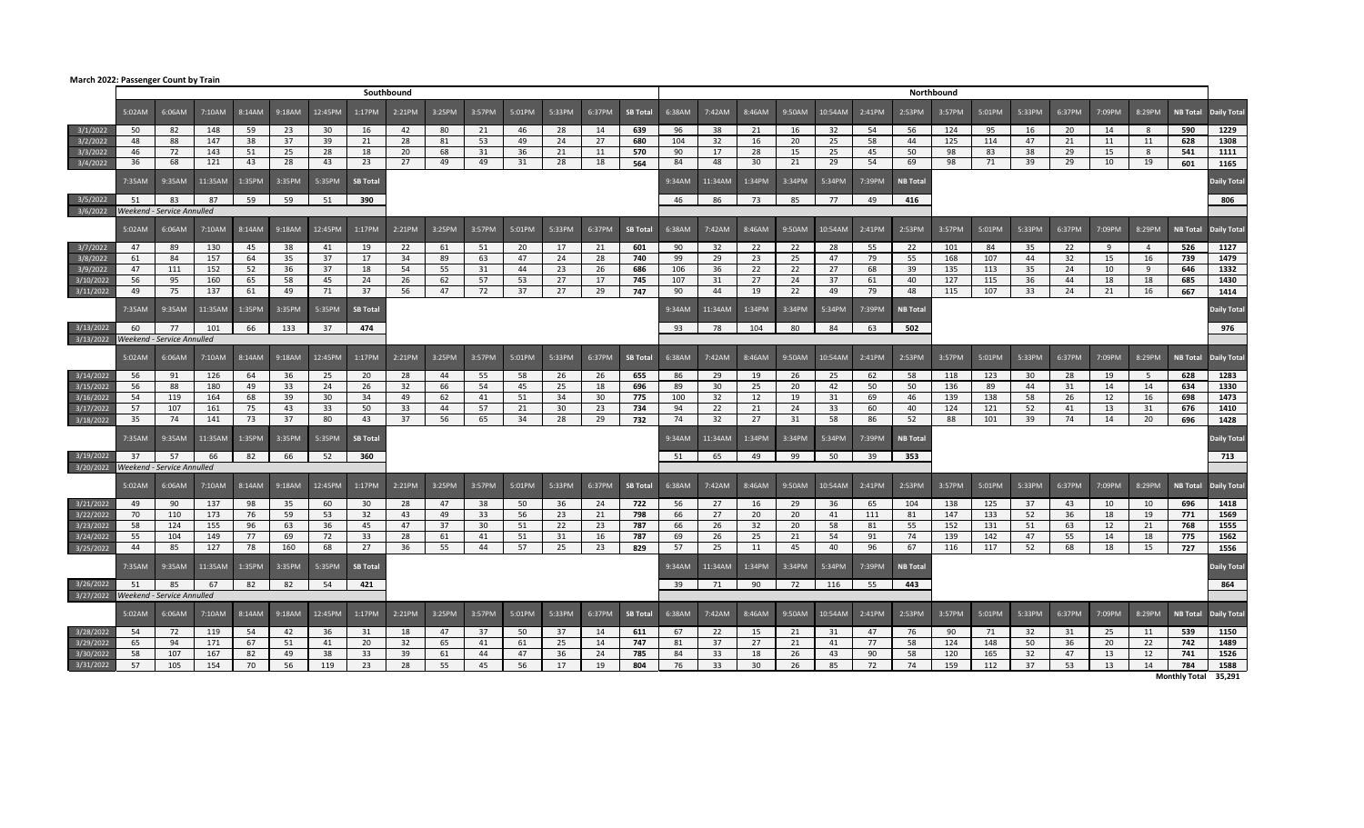## March 2022: Passenger Count by Train

| | Southbound | | | | | | | | | | | | | | Northbound | | | | | | | | | | | | | | |
|---|---|---|---|---|---|---|---|---|---|---|---|---|---|---|---|---|---|---|---|---|---|---|---|---|---|---|---|---|---|
| | 5:02AM | 6:06AM | 7:10AM | 8:14AM | 9:18AM | 12:45PM | 1:17PM | 2:21PM | 3:25PM | 3:57PM | 5:01PM | 5:33PM | 6:37PM | **SB Total** | 6:38AM | 7:42AM | 8:46AM | 9:50AM | 10:54AM | 2:41PM | 2:53PM | 3:57PM | 5:01PM | 5:33PM | 6:37PM | 7:09PM | 8:29PM | **NB Total** | **Daily Total** |
| 3/1/2022 | 50 | 82 | 148 | 59 | 23 | 30 | 16 | 42 | 80 | 21 | 46 | 28 | 14 | **639** | 96 | 38 | 21 | 16 | 32 | 54 | 56 | 124 | 95 | 16 | 20 | 14 | 8 | **590** | **1229** |
| 3/2/2022 | 48 | 88 | 147 | 38 | 37 | 39 | 21 | 28 | 81 | 53 | 49 | 24 | 27 | **680** | 104 | 32 | 16 | 20 | 25 | 58 | 44 | 125 | 114 | 47 | 21 | 11 | 11 | **628** | **1308** |
| 3/3/2022 | 46 | 72 | 143 | 51 | 25 | 28 | 18 | 20 | 68 | 31 | 36 | 21 | 11 | **570** | 90 | 17 | 28 | 15 | 25 | 45 | 50 | 98 | 83 | 38 | 29 | 15 | 8 | **541** | **1111** |
| 3/4/2022 | 36 | 68 | 121 | 43 | 28 | 43 | 23 | 27 | 49 | 49 | 31 | 28 | 18 | **564** | 84 | 48 | 30 | 21 | 29 | 54 | 69 | 98 | 71 | 39 | 29 | 10 | 19 | **601** | **1165** |
| | 7:35AM | 9:35AM | 11:35AM | 1:35PM | 3:35PM | 5:35PM | **SB Total** | | | | | | | | 9:34AM | 11:34AM | 1:34PM | 3:34PM | 5:34PM | 7:39PM | **NB Total** | | | | | | | | **Daily Total** |
| 3/5/2022 | 51 | 83 | 87 | 59 | 59 | 51 | **390** | | | | | | | | 46 | 86 | 73 | 85 | 77 | 49 | **416** | | | | | | | | **806** |
| 3/6/2022 | *Weekend - Service Annulled* | | | | | | | | | | | | | | | | | | | | | | | | | | | | |
| | 5:02AM | 6:06AM | 7:10AM | 8:14AM | 9:18AM | 12:45PM | 1:17PM | 2:21PM | 3:25PM | 3:57PM | 5:01PM | 5:33PM | 6:37PM | **SB Total** | 6:38AM | 7:42AM | 8:46AM | 9:50AM | 10:54AM | 2:41PM | 2:53PM | 3:57PM | 5:01PM | 5:33PM | 6:37PM | 7:09PM | 8:29PM | **NB Total** | **Daily Total** |
| 3/7/2022 | 47 | 89 | 130 | 45 | 38 | 41 | 19 | 22 | 61 | 51 | 20 | 17 | 21 | **601** | 90 | 32 | 22 | 22 | 28 | 55 | 22 | 101 | 84 | 35 | 22 | 9 | 4 | **526** | **1127** |
| 3/8/2022 | 61 | 84 | 157 | 64 | 35 | 37 | 17 | 34 | 89 | 63 | 47 | 24 | 28 | **740** | 99 | 29 | 23 | 25 | 47 | 79 | 55 | 168 | 107 | 44 | 32 | 15 | 16 | **739** | **1479** |
| 3/9/2022 | 47 | 111 | 152 | 52 | 36 | 37 | 18 | 54 | 55 | 31 | 44 | 23 | 26 | **686** | 106 | 36 | 22 | 22 | 27 | 68 | 39 | 135 | 113 | 35 | 24 | 10 | 9 | **646** | **1332** |
| 3/10/2022 | 56 | 95 | 160 | 65 | 58 | 45 | 24 | 26 | 62 | 57 | 53 | 27 | 17 | **745** | 107 | 31 | 27 | 24 | 37 | 61 | 40 | 127 | 115 | 36 | 44 | 18 | 18 | **685** | **1430** |
| 3/11/2022 | 49 | 75 | 137 | 61 | 49 | 71 | 37 | 56 | 47 | 72 | 37 | 27 | 29 | **747** | 90 | 44 | 19 | 22 | 49 | 79 | 48 | 115 | 107 | 33 | 24 | 21 | 16 | **667** | **1414** |
| | 7:35AM | 9:35AM | 11:35AM | 1:35PM | 3:35PM | 5:35PM | **SB Total** | | | | | | | | 9:34AM | 11:34AM | 1:34PM | 3:34PM | 5:34PM | 7:39PM | **NB Total** | | | | | | | | **Daily Total** |
| 3/13/2022 | 60 | 77 | 101 | 66 | 133 | 37 | **474** | | | | | | | | 93 | 78 | 104 | 80 | 84 | 63 | **502** | | | | | | | | **976** |
| 3/13/2022 | *Weekend - Service Annulled* | | | | | | | | | | | | | | | | | | | | | | | | | | | | |
| | 5:02AM | 6:06AM | 7:10AM | 8:14AM | 9:18AM | 12:45PM | 1:17PM | 2:21PM | 3:25PM | 3:57PM | 5:01PM | 5:33PM | 6:37PM | **SB Total** | 6:38AM | 7:42AM | 8:46AM | 9:50AM | 10:54AM | 2:41PM | 2:53PM | 3:57PM | 5:01PM | 5:33PM | 6:37PM | 7:09PM | 8:29PM | **NB Total** | **Daily Total** |
| 3/14/2022 | 56 | 91 | 126 | 64 | 36 | 25 | 20 | 28 | 44 | 55 | 58 | 26 | 26 | **655** | 86 | 29 | 19 | 26 | 25 | 62 | 58 | 118 | 123 | 30 | 28 | 19 | 5 | **628** | **1283** |
| 3/15/2022 | 56 | 88 | 180 | 49 | 33 | 24 | 26 | 32 | 66 | 54 | 45 | 25 | 18 | **696** | 89 | 30 | 25 | 20 | 42 | 50 | 50 | 136 | 89 | 44 | 31 | 14 | 14 | **634** | **1330** |
| 3/16/2022 | 54 | 119 | 164 | 68 | 39 | 30 | 34 | 49 | 62 | 41 | 51 | 34 | 30 | **775** | 100 | 32 | 12 | 19 | 31 | 69 | 46 | 139 | 138 | 58 | 26 | 12 | 16 | **698** | **1473** |
| 3/17/2022 | 57 | 107 | 161 | 75 | 43 | 33 | 50 | 33 | 44 | 57 | 21 | 30 | 23 | **734** | 94 | 22 | 21 | 24 | 33 | 60 | 40 | 124 | 121 | 52 | 41 | 13 | 31 | **676** | **1410** |
| 3/18/2022 | 35 | 74 | 141 | 73 | 37 | 80 | 43 | 37 | 56 | 65 | 34 | 28 | 29 | **732** | 74 | 32 | 27 | 31 | 58 | 86 | 52 | 88 | 101 | 39 | 74 | 14 | 20 | **696** | **1428** |
| | 7:35AM | 9:35AM | 11:35AM | 1:35PM | 3:35PM | 5:35PM | **SB Total** | | | | | | | | 9:34AM | 11:34AM | 1:34PM | 3:34PM | 5:34PM | 7:39PM | **NB Total** | | | | | | | | **Daily Total** |
| 3/19/2022 | 37 | 57 | 66 | 82 | 66 | 52 | **360** | | | | | | | | 51 | 65 | 49 | 99 | 50 | 39 | **353** | | | | | | | | **713** |
| 3/20/2022 | *Weekend - Service Annulled* | | | | | | | | | | | | | | | | | | | | | | | | | | | | |
| | 5:02AM | 6:06AM | 7:10AM | 8:14AM | 9:18AM | 12:45PM | 1:17PM | 2:21PM | 3:25PM | 3:57PM | 5:01PM | 5:33PM | 6:37PM | **SB Total** | 6:38AM | 7:42AM | 8:46AM | 9:50AM | 10:54AM | 2:41PM | 2:53PM | 3:57PM | 5:01PM | 5:33PM | 6:37PM | 7:09PM | 8:29PM | **NB Total** | **Daily Total** |
| 3/21/2022 | 49 | 90 | 137 | 98 | 35 | 60 | 30 | 28 | 47 | 38 | 50 | 36 | 24 | **722** | 56 | 27 | 16 | 29 | 36 | 65 | 104 | 138 | 125 | 37 | 43 | 10 | 10 | **696** | **1418** |
| 3/22/2022 | 70 | 110 | 173 | 76 | 59 | 53 | 32 | 43 | 49 | 33 | 56 | 23 | 21 | **798** | 66 | 27 | 20 | 20 | 41 | 111 | 81 | 147 | 133 | 52 | 36 | 18 | 19 | **771** | **1569** |
| 3/23/2022 | 58 | 124 | 155 | 96 | 63 | 36 | 45 | 47 | 37 | 30 | 51 | 22 | 23 | **787** | 66 | 26 | 32 | 20 | 58 | 81 | 55 | 152 | 131 | 51 | 63 | 12 | 21 | **768** | **1555** |
| 3/24/2022 | 55 | 104 | 149 | 77 | 69 | 72 | 33 | 28 | 61 | 41 | 51 | 31 | 16 | **787** | 69 | 26 | 25 | 21 | 54 | 91 | 74 | 139 | 142 | 47 | 55 | 14 | 18 | **775** | **1562** |
| 3/25/2022 | 44 | 85 | 127 | 78 | 160 | 68 | 27 | 36 | 55 | 44 | 57 | 25 | 23 | **829** | 57 | 25 | 11 | 45 | 40 | 96 | 67 | 116 | 117 | 52 | 68 | 18 | 15 | **727** | **1556** |
| | 7:35AM | 9:35AM | 11:35AM | 1:35PM | 3:35PM | 5:35PM | **SB Total** | | | | | | | | 9:34AM | 11:34AM | 1:34PM | 3:34PM | 5:34PM | 7:39PM | **NB Total** | | | | | | | | **Daily Total** |
| 3/26/2022 | 51 | 85 | 67 | 82 | 82 | 54 | **421** | | | | | | | | 39 | 71 | 90 | 72 | 116 | 55 | **443** | | | | | | | | **864** |
| 3/27/2022 | *Weekend - Service Annulled* | | | | | | | | | | | | | | | | | | | | | | | | | | | | |
| | 5:02AM | 6:06AM | 7:10AM | 8:14AM | 9:18AM | 12:45PM | 1:17PM | 2:21PM | 3:25PM | 3:57PM | 5:01PM | 5:33PM | 6:37PM | **SB Total** | 6:38AM | 7:42AM | 8:46AM | 9:50AM | 10:54AM | 2:41PM | 2:53PM | 3:57PM | 5:01PM | 5:33PM | 6:37PM | 7:09PM | 8:29PM | **NB Total** | **Daily Total** |
| 3/28/2022 | 54 | 72 | 119 | 54 | 42 | 36 | 31 | 18 | 47 | 37 | 50 | 37 | 14 | **611** | 67 | 22 | 15 | 21 | 31 | 47 | 76 | 90 | 71 | 32 | 31 | 25 | 11 | **539** | **1150** |
| 3/29/2022 | 65 | 94 | 171 | 67 | 51 | 41 | 20 | 32 | 65 | 41 | 61 | 25 | 14 | **747** | 81 | 37 | 27 | 21 | 41 | 77 | 58 | 124 | 148 | 50 | 36 | 20 | 22 | **742** | **1489** |
| 3/30/2022 | 58 | 107 | 167 | 82 | 49 | 38 | 33 | 39 | 61 | 44 | 47 | 36 | 24 | **785** | 84 | 33 | 18 | 26 | 43 | 90 | 58 | 120 | 165 | 32 | 47 | 13 | 12 | **741** | **1526** |
| 3/31/2022 | 57 | 105 | 154 | 70 | 56 | 119 | 23 | 28 | 55 | 45 | 56 | 17 | 19 | **804** | 76 | 33 | 30 | 26 | 85 | 72 | 74 | 159 | 112 | 37 | 53 | 13 | 14 | **784** | **1588** |
| | | | | | | | | | | | | | | | | | | | | | | | | | | | | **Monthly Total** | **35,291** |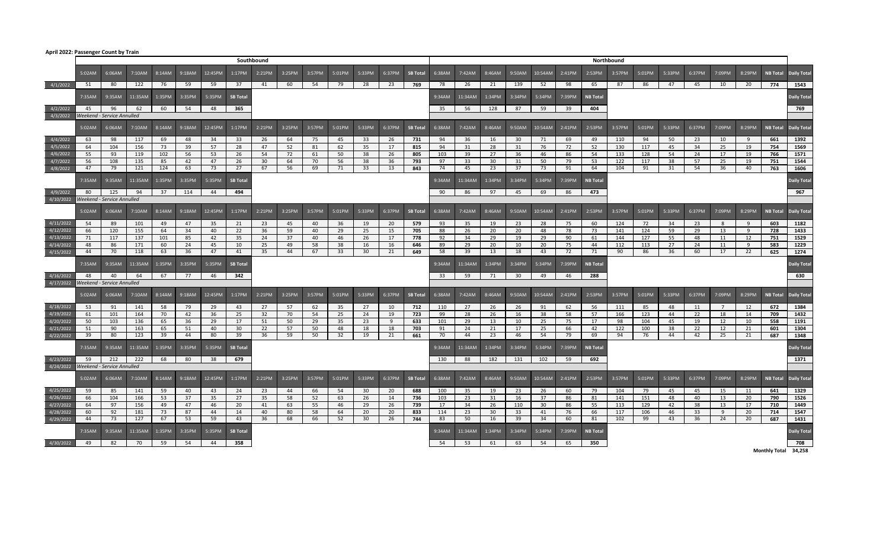**April 2022: Passenger Count by Train**

| | Southbound | | | | | | | | | | | | | | | Northbound | | | | | | | | | | | | | | | |
|---|---|---|---|---|---|---|---|---|---|---|---|---|---|---|---|---|---|---|---|---|---|---|---|---|---|---|---|---|---|---|---|
| | 5:02AM | 6:06AM | 7:10AM | 8:14AM | 9:18AM | 12:45PM | 1:17PM | 2:21PM | 3:25PM | 3:57PM | 5:01PM | 5:33PM | 6:37PM | SB Total | 6:38AM | 7:42AM | 8:46AM | 9:50AM | 10:54AM | 2:41PM | 2:53PM | 3:57PM | 5:01PM | 5:33PM | 6:37PM | 7:09PM | 8:29PM | NB Total | Daily Total |
| 4/1/2022 | 51 | 80 | 122 | 76 | 59 | 59 | 37 | 41 | 60 | 54 | 79 | 28 | 23 | 769 | 78 | 26 | 21 | 139 | 52 | 98 | 65 | 87 | 86 | 47 | 45 | 10 | 20 | 774 | 1543 |
| | 7:35AM | 9:35AM | 11:35AM | 1:35PM | 3:35PM | 5:35PM | SB Total | | | | | | | | 9:34AM | 11:34AM | 1:34PM | 3:34PM | 5:34PM | 7:39PM | NB Total | | | | | | | | Daily Total |
| 4/2/2022 | 45 | 96 | 62 | 60 | 54 | 48 | 365 | | | | | | | | 35 | 56 | 128 | 87 | 59 | 39 | 404 | | | | | | | | 769 |
| 4/3/2022 | *Weekend - Service Annulled* | | | | | | | | | | | | | | | | | | | | | | | | | | | | |
| | 5:02AM | 6:06AM | 7:10AM | 8:14AM | 9:18AM | 12:45PM | 1:17PM | 2:21PM | 3:25PM | 3:57PM | 5:01PM | 5:33PM | 6:37PM | SB Total | 6:38AM | 7:42AM | 8:46AM | 9:50AM | 10:54AM | 2:41PM | 2:53PM | 3:57PM | 5:01PM | 5:33PM | 6:37PM | 7:09PM | 8:29PM | NB Total | Daily Total |
| 4/4/2022 | 63 | 98 | 117 | 69 | 48 | 34 | 33 | 26 | 64 | 75 | 45 | 33 | 26 | 731 | 94 | 36 | 16 | 30 | 71 | 69 | 49 | 110 | 94 | 50 | 23 | 10 | 9 | 661 | 1392 |
| 4/5/2022 | 64 | 104 | 156 | 73 | 39 | 57 | 28 | 47 | 52 | 81 | 62 | 35 | 17 | 815 | 94 | 31 | 28 | 31 | 76 | 72 | 52 | 130 | 117 | 45 | 34 | 25 | 19 | 754 | 1569 |
| 4/6/2022 | 55 | 93 | 119 | 102 | 56 | 53 | 26 | 54 | 72 | 61 | 50 | 38 | 26 | 805 | 103 | 39 | 27 | 36 | 46 | 86 | 54 | 133 | 128 | 54 | 24 | 17 | 19 | 766 | 1571 |
| 4/7/2022 | 56 | 108 | 135 | 85 | 42 | 47 | 26 | 30 | 64 | 70 | 56 | 38 | 36 | 793 | 97 | 33 | 30 | 31 | 50 | 79 | 53 | 122 | 117 | 38 | 57 | 25 | 19 | 751 | 1544 |
| 4/8/2022 | 47 | 79 | 121 | 124 | 63 | 73 | 27 | 67 | 56 | 69 | 71 | 33 | 13 | 843 | 74 | 45 | 23 | 37 | 73 | 91 | 64 | 104 | 91 | 31 | 54 | 36 | 40 | 763 | 1606 |
| | 7:35AM | 9:35AM | 11:35AM | 1:35PM | 3:35PM | 5:35PM | SB Total | | | | | | | | 9:34AM | 11:34AM | 1:34PM | 3:34PM | 5:34PM | 7:39PM | NB Total | | | | | | | | Daily Total |
| 4/9/2022 | 80 | 125 | 94 | 37 | 114 | 44 | 494 | | | | | | | | 90 | 86 | 97 | 45 | 69 | 86 | 473 | | | | | | | | 967 |
| 4/10/2022 | *Weekend - Service Annulled* | | | | | | | | | | | | | | | | | | | | | | | | | | | | |
| | 5:02AM | 6:06AM | 7:10AM | 8:14AM | 9:18AM | 12:45PM | 1:17PM | 2:21PM | 3:25PM | 3:57PM | 5:01PM | 5:33PM | 6:37PM | SB Total | 6:38AM | 7:42AM | 8:46AM | 9:50AM | 10:54AM | 2:41PM | 2:53PM | 3:57PM | 5:01PM | 5:33PM | 6:37PM | 7:09PM | 8:29PM | NB Total | Daily Total |
| 4/11/2022 | 54 | 89 | 101 | 49 | 47 | 35 | 21 | 23 | 45 | 40 | 36 | 19 | 20 | 579 | 93 | 35 | 19 | 23 | 28 | 75 | 60 | 124 | 72 | 34 | 23 | 8 | 9 | 603 | 1182 |
| 4/12/2022 | 66 | 120 | 155 | 64 | 34 | 40 | 22 | 36 | 59 | 40 | 29 | 25 | 15 | 705 | 88 | 26 | 20 | 20 | 48 | 78 | 73 | 141 | 124 | 59 | 29 | 13 | 9 | 728 | 1433 |
| 4/13/2022 | 71 | 117 | 137 | 101 | 85 | 42 | 35 | 24 | 37 | 40 | 46 | 26 | 17 | 778 | 92 | 34 | 29 | 19 | 29 | 90 | 61 | 144 | 127 | 55 | 48 | 11 | 12 | 751 | 1529 |
| 4/14/2022 | 48 | 86 | 171 | 60 | 24 | 45 | 10 | 25 | 49 | 58 | 38 | 16 | 16 | 646 | 89 | 29 | 20 | 10 | 20 | 75 | 44 | 112 | 113 | 27 | 24 | 11 | 9 | 583 | 1229 |
| 4/15/2022 | 44 | 70 | 118 | 63 | 36 | 47 | 41 | 35 | 44 | 67 | 33 | 30 | 21 | 649 | 58 | 39 | 13 | 18 | 43 | 72 | 71 | 90 | 86 | 36 | 60 | 17 | 22 | 625 | 1274 |
| | 7:35AM | 9:35AM | 11:35AM | 1:35PM | 3:35PM | 5:35PM | SB Total | | | | | | | | 9:34AM | 11:34AM | 1:34PM | 3:34PM | 5:34PM | 7:39PM | NB Total | | | | | | | | Daily Total |
| 4/16/2022 | 48 | 40 | 64 | 67 | 77 | 46 | 342 | | | | | | | | 33 | 59 | 71 | 30 | 49 | 46 | 288 | | | | | | | | 630 |
| 4/17/2022 | *Weekend - Service Annulled* | | | | | | | | | | | | | | | | | | | | | | | | | | | | |
| | 5:02AM | 6:06AM | 7:10AM | 8:14AM | 9:18AM | 12:45PM | 1:17PM | 2:21PM | 3:25PM | 3:57PM | 5:01PM | 5:33PM | 6:37PM | SB Total | 6:38AM | 7:42AM | 8:46AM | 9:50AM | 10:54AM | 2:41PM | 2:53PM | 3:57PM | 5:01PM | 5:33PM | 6:37PM | 7:09PM | 8:29PM | NB Total | Daily Total |
| 4/18/2022 | 53 | 91 | 141 | 58 | 79 | 29 | 43 | 27 | 57 | 62 | 35 | 27 | 10 | 712 | 110 | 27 | 26 | 26 | 91 | 62 | 56 | 111 | 85 | 48 | 11 | 7 | 12 | 672 | 1384 |
| 4/19/2022 | 61 | 101 | 164 | 70 | 42 | 36 | 25 | 32 | 70 | 54 | 25 | 24 | 19 | 723 | 99 | 28 | 26 | 16 | 38 | 58 | 57 | 166 | 123 | 44 | 22 | 18 | 14 | 709 | 1432 |
| 4/20/2022 | 50 | 103 | 136 | 65 | 36 | 29 | 17 | 51 | 50 | 29 | 35 | 23 | 9 | 633 | 101 | 29 | 13 | 10 | 25 | 75 | 17 | 98 | 104 | 45 | 19 | 12 | 10 | 558 | 1191 |
| 4/21/2022 | 51 | 90 | 163 | 65 | 51 | 40 | 30 | 22 | 57 | 50 | 48 | 18 | 18 | 703 | 91 | 24 | 21 | 17 | 25 | 66 | 42 | 122 | 100 | 38 | 22 | 12 | 21 | 601 | 1304 |
| 4/22/2022 | 39 | 80 | 123 | 39 | 44 | 80 | 39 | 36 | 59 | 50 | 32 | 19 | 21 | 661 | 70 | 44 | 23 | 46 | 54 | 79 | 69 | 94 | 76 | 44 | 42 | 25 | 21 | 687 | 1348 |
| | 7:35AM | 9:35AM | 11:35AM | 1:35PM | 3:35PM | 5:35PM | SB Total | | | | | | | | 9:34AM | 11:34AM | 1:34PM | 3:34PM | 5:34PM | 7:39PM | NB Total | | | | | | | | Daily Total |
| 4/23/2022 | 59 | 212 | 222 | 68 | 80 | 38 | 679 | | | | | | | | 130 | 88 | 182 | 131 | 102 | 59 | 692 | | | | | | | | 1371 |
| 4/24/2022 | *Weekend - Service Annulled* | | | | | | | | | | | | | | | | | | | | | | | | | | | | |
| | 5:02AM | 6:06AM | 7:10AM | 8:14AM | 9:18AM | 12:45PM | 1:17PM | 2:21PM | 3:25PM | 3:57PM | 5:01PM | 5:33PM | 6:37PM | SB Total | 6:38AM | 7:42AM | 8:46AM | 9:50AM | 10:54AM | 2:41PM | 2:53PM | 3:57PM | 5:01PM | 5:33PM | 6:37PM | 7:09PM | 8:29PM | NB Total | Daily Total |
| 4/25/2022 | 59 | 85 | 141 | 59 | 40 | 43 | 24 | 23 | 44 | 66 | 54 | 30 | 20 | 688 | 100 | 35 | 19 | 23 | 26 | 60 | 79 | 104 | 79 | 45 | 45 | 15 | 11 | 641 | 1329 |
| 4/26/2022 | 66 | 104 | 166 | 53 | 37 | 35 | 27 | 35 | 58 | 52 | 63 | 26 | 14 | 736 | 103 | 23 | 31 | 16 | 37 | 86 | 81 | 141 | 151 | 48 | 40 | 13 | 20 | 790 | 1526 |
| 4/27/2022 | 64 | 97 | 156 | 49 | 47 | 46 | 20 | 41 | 63 | 55 | 46 | 29 | 26 | 739 | 17 | 34 | 26 | 110 | 30 | 86 | 55 | 113 | 129 | 42 | 38 | 13 | 17 | 710 | 1449 |
| 4/28/2022 | 60 | 92 | 181 | 73 | 87 | 44 | 14 | 40 | 80 | 58 | 64 | 20 | 20 | 833 | 114 | 23 | 30 | 33 | 41 | 76 | 66 | 117 | 106 | 46 | 33 | 9 | 20 | 714 | 1547 |
| 4/29/2022 | 44 | 73 | 127 | 67 | 53 | 59 | 43 | 36 | 68 | 66 | 52 | 30 | 26 | 744 | 83 | 50 | 16 | 39 | 34 | 60 | 81 | 102 | 99 | 43 | 36 | 24 | 20 | 687 | 1431 |
| | 7:35AM | 9:35AM | 11:35AM | 1:35PM | 3:35PM | 5:35PM | SB Total | | | | | | | | 9:34AM | 11:34AM | 1:34PM | 3:34PM | 5:34PM | 7:39PM | NB Total | | | | | | | | Daily Total |
| 4/30/2022 | 49 | 82 | 70 | 59 | 54 | 44 | 358 | | | | | | | | 54 | 53 | 61 | 63 | 54 | 65 | 350 | | | | | | | | 708 |

**Monthly Total 34,258**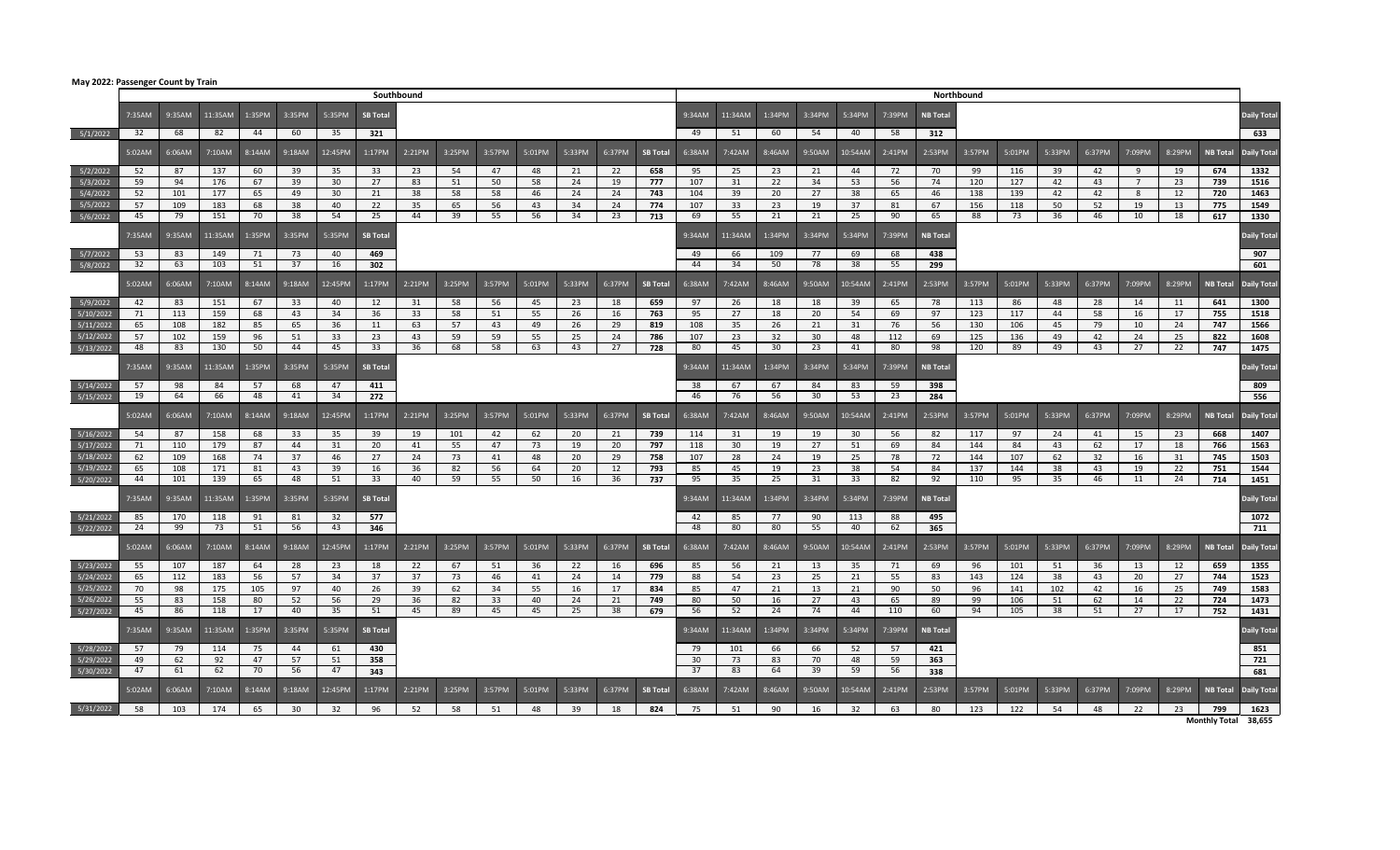**May 2022: Passenger Count by Train**

| | Southbound | | | | | | | | | | | | | | Northbound | | | | | | | | | | | | | | |
|---|---|---|---|---|---|---|---|---|---|---|---|---|---|---|---|---|---|---|---|---|---|---|---|---|---|---|---|---|---|
| | 7:35AM | 9:35AM | 11:35AM | 1:35PM | 3:35PM | 5:35PM | SB Total | | | | | | | | 9:34AM | 11:34AM | 1:34PM | 3:34PM | 5:34PM | 7:39PM | NB Total | | | | | | | | Daily Total |
| 5/1/2022 | 32 | 68 | 82 | 44 | 60 | 35 | 321 | | | | | | | | 49 | 51 | 60 | 54 | 40 | 58 | 312 | | | | | | | | 633 |
| | 5:02AM | 6:06AM | 7:10AM | 8:14AM | 9:18AM | 12:45PM | 1:17PM | 2:21PM | 3:25PM | 3:57PM | 5:01PM | 5:33PM | 6:37PM | SB Total | 6:38AM | 7:42AM | 8:46AM | 9:50AM | 10:54AM | 2:41PM | 2:53PM | 3:57PM | 5:01PM | 5:33PM | 6:37PM | 7:09PM | 8:29PM | NB Total | Daily Total |
| 5/2/2022 | 52 | 87 | 137 | 60 | 39 | 35 | 33 | 23 | 54 | 47 | 48 | 21 | 22 | 658 | 95 | 25 | 23 | 21 | 44 | 72 | 70 | 99 | 116 | 39 | 42 | 9 | 19 | 674 | 1332 |
| 5/3/2022 | 59 | 94 | 176 | 67 | 39 | 30 | 27 | 83 | 51 | 50 | 58 | 24 | 19 | 777 | 107 | 31 | 22 | 34 | 53 | 56 | 74 | 120 | 127 | 42 | 43 | 7 | 23 | 739 | 1516 |
| 5/4/2022 | 52 | 101 | 177 | 65 | 49 | 30 | 21 | 38 | 58 | 58 | 46 | 24 | 24 | 743 | 104 | 39 | 20 | 27 | 38 | 65 | 46 | 138 | 139 | 42 | 42 | 8 | 12 | 720 | 1463 |
| 5/5/2022 | 57 | 109 | 183 | 68 | 38 | 40 | 22 | 35 | 65 | 56 | 43 | 34 | 24 | 774 | 107 | 33 | 23 | 19 | 37 | 81 | 67 | 156 | 118 | 50 | 52 | 19 | 13 | 775 | 1549 |
| 5/6/2022 | 45 | 79 | 151 | 70 | 38 | 54 | 25 | 44 | 39 | 55 | 56 | 34 | 23 | 713 | 69 | 55 | 21 | 21 | 25 | 90 | 65 | 88 | 73 | 36 | 46 | 10 | 18 | 617 | 1330 |
| | 7:35AM | 9:35AM | 11:35AM | 1:35PM | 3:35PM | 5:35PM | SB Total | | | | | | | | 9:34AM | 11:34AM | 1:34PM | 3:34PM | 5:34PM | 7:39PM | NB Total | | | | | | | | Daily Total |
| 5/7/2022 | 53 | 83 | 149 | 71 | 73 | 40 | 469 | | | | | | | | 49 | 66 | 109 | 77 | 69 | 68 | 438 | | | | | | | | 907 |
| 5/8/2022 | 32 | 63 | 103 | 51 | 37 | 16 | 302 | | | | | | | | 44 | 34 | 50 | 78 | 38 | 55 | 299 | | | | | | | | 601 |
| | 5:02AM | 6:06AM | 7:10AM | 8:14AM | 9:18AM | 12:45PM | 1:17PM | 2:21PM | 3:25PM | 3:57PM | 5:01PM | 5:33PM | 6:37PM | SB Total | 6:38AM | 7:42AM | 8:46AM | 9:50AM | 10:54AM | 2:41PM | 2:53PM | 3:57PM | 5:01PM | 5:33PM | 6:37PM | 7:09PM | 8:29PM | NB Total | Daily Total |
| 5/9/2022 | 42 | 83 | 151 | 67 | 33 | 40 | 12 | 31 | 58 | 56 | 45 | 23 | 18 | 659 | 97 | 26 | 18 | 18 | 39 | 65 | 78 | 113 | 86 | 48 | 28 | 14 | 11 | 641 | 1300 |
| 5/10/2022 | 71 | 113 | 159 | 68 | 43 | 34 | 36 | 33 | 58 | 51 | 55 | 26 | 16 | 763 | 95 | 27 | 18 | 20 | 54 | 69 | 97 | 123 | 117 | 44 | 58 | 16 | 17 | 755 | 1518 |
| 5/11/2022 | 65 | 108 | 182 | 85 | 65 | 36 | 11 | 63 | 57 | 43 | 49 | 26 | 29 | 819 | 108 | 35 | 26 | 21 | 31 | 76 | 56 | 130 | 106 | 45 | 79 | 10 | 24 | 747 | 1566 |
| 5/12/2022 | 57 | 102 | 159 | 96 | 51 | 33 | 23 | 43 | 59 | 59 | 55 | 25 | 24 | 786 | 107 | 23 | 32 | 30 | 48 | 112 | 69 | 125 | 136 | 49 | 42 | 24 | 25 | 822 | 1608 |
| 5/13/2022 | 48 | 83 | 130 | 50 | 44 | 45 | 33 | 36 | 68 | 58 | 63 | 43 | 27 | 728 | 80 | 45 | 30 | 23 | 41 | 80 | 98 | 120 | 89 | 49 | 43 | 27 | 22 | 747 | 1475 |
| | 7:35AM | 9:35AM | 11:35AM | 1:35PM | 3:35PM | 5:35PM | SB Total | | | | | | | | 9:34AM | 11:34AM | 1:34PM | 3:34PM | 5:34PM | 7:39PM | NB Total | | | | | | | | Daily Total |
| 5/14/2022 | 57 | 98 | 84 | 57 | 68 | 47 | 411 | | | | | | | | 38 | 67 | 67 | 84 | 83 | 59 | 398 | | | | | | | | 809 |
| 5/15/2022 | 19 | 64 | 66 | 48 | 41 | 34 | 272 | | | | | | | | 46 | 76 | 56 | 30 | 53 | 23 | 284 | | | | | | | | 556 |
| | 5:02AM | 6:06AM | 7:10AM | 8:14AM | 9:18AM | 12:45PM | 1:17PM | 2:21PM | 3:25PM | 3:57PM | 5:01PM | 5:33PM | 6:37PM | SB Total | 6:38AM | 7:42AM | 8:46AM | 9:50AM | 10:54AM | 2:41PM | 2:53PM | 3:57PM | 5:01PM | 5:33PM | 6:37PM | 7:09PM | 8:29PM | NB Total | Daily Total |
| 5/16/2022 | 54 | 87 | 158 | 68 | 33 | 35 | 39 | 19 | 101 | 42 | 62 | 20 | 21 | 739 | 114 | 31 | 19 | 19 | 30 | 56 | 82 | 117 | 97 | 24 | 41 | 15 | 23 | 668 | 1407 |
| 5/17/2022 | 71 | 110 | 179 | 87 | 44 | 31 | 20 | 41 | 55 | 47 | 73 | 19 | 20 | 797 | 118 | 30 | 19 | 27 | 51 | 69 | 84 | 144 | 84 | 43 | 62 | 17 | 18 | 766 | 1563 |
| 5/18/2022 | 62 | 109 | 168 | 74 | 37 | 46 | 27 | 24 | 73 | 41 | 48 | 20 | 29 | 758 | 107 | 28 | 24 | 19 | 25 | 78 | 72 | 144 | 107 | 62 | 32 | 16 | 31 | 745 | 1503 |
| 5/19/2022 | 65 | 108 | 171 | 81 | 43 | 39 | 16 | 36 | 82 | 56 | 64 | 20 | 12 | 793 | 85 | 45 | 19 | 23 | 38 | 54 | 84 | 137 | 144 | 38 | 43 | 19 | 22 | 751 | 1544 |
| 5/20/2022 | 44 | 101 | 139 | 65 | 48 | 51 | 33 | 40 | 59 | 55 | 50 | 16 | 36 | 737 | 95 | 35 | 25 | 31 | 33 | 82 | 92 | 110 | 95 | 35 | 46 | 11 | 24 | 714 | 1451 |
| | 7:35AM | 9:35AM | 11:35AM | 1:35PM | 3:35PM | 5:35PM | SB Total | | | | | | | | 9:34AM | 11:34AM | 1:34PM | 3:34PM | 5:34PM | 7:39PM | NB Total | | | | | | | | Daily Total |
| 5/21/2022 | 85 | 170 | 118 | 91 | 81 | 32 | 577 | | | | | | | | 42 | 85 | 77 | 90 | 113 | 88 | 495 | | | | | | | | 1072 |
| 5/22/2022 | 24 | 99 | 73 | 51 | 56 | 43 | 346 | | | | | | | | 48 | 80 | 80 | 55 | 40 | 62 | 365 | | | | | | | | 711 |
| | 5:02AM | 6:06AM | 7:10AM | 8:14AM | 9:18AM | 12:45PM | 1:17PM | 2:21PM | 3:25PM | 3:57PM | 5:01PM | 5:33PM | 6:37PM | SB Total | 6:38AM | 7:42AM | 8:46AM | 9:50AM | 10:54AM | 2:41PM | 2:53PM | 3:57PM | 5:01PM | 5:33PM | 6:37PM | 7:09PM | 8:29PM | NB Total | Daily Total |
| 5/23/2022 | 55 | 107 | 187 | 64 | 28 | 23 | 18 | 22 | 67 | 51 | 36 | 22 | 16 | 696 | 85 | 56 | 21 | 13 | 35 | 71 | 69 | 96 | 101 | 51 | 36 | 13 | 12 | 659 | 1355 |
| 5/24/2022 | 65 | 112 | 183 | 56 | 57 | 34 | 37 | 37 | 73 | 46 | 41 | 24 | 14 | 779 | 88 | 54 | 23 | 25 | 21 | 55 | 83 | 143 | 124 | 38 | 43 | 20 | 27 | 744 | 1523 |
| 5/25/2022 | 70 | 98 | 175 | 105 | 97 | 40 | 26 | 39 | 62 | 34 | 55 | 16 | 17 | 834 | 85 | 47 | 21 | 13 | 21 | 90 | 50 | 96 | 141 | 102 | 42 | 16 | 25 | 749 | 1583 |
| 5/26/2022 | 55 | 83 | 158 | 80 | 52 | 56 | 29 | 36 | 82 | 33 | 40 | 24 | 21 | 749 | 80 | 50 | 16 | 27 | 43 | 65 | 89 | 99 | 106 | 51 | 62 | 14 | 22 | 724 | 1473 |
| 5/27/2022 | 45 | 86 | 118 | 17 | 40 | 35 | 51 | 45 | 89 | 45 | 45 | 25 | 38 | 679 | 56 | 52 | 24 | 74 | 44 | 110 | 60 | 94 | 105 | 38 | 51 | 27 | 17 | 752 | 1431 |
| | 7:35AM | 9:35AM | 11:35AM | 1:35PM | 3:35PM | 5:35PM | SB Total | | | | | | | | 9:34AM | 11:34AM | 1:34PM | 3:34PM | 5:34PM | 7:39PM | NB Total | | | | | | | | Daily Total |
| 5/28/2022 | 57 | 79 | 114 | 75 | 44 | 61 | 430 | | | | | | | | 79 | 101 | 66 | 66 | 52 | 57 | 421 | | | | | | | | 851 |
| 5/29/2022 | 49 | 62 | 92 | 47 | 57 | 51 | 358 | | | | | | | | 30 | 73 | 83 | 70 | 48 | 59 | 363 | | | | | | | | 721 |
| 5/30/2022 | 47 | 61 | 62 | 70 | 56 | 47 | 343 | | | | | | | | 37 | 83 | 64 | 39 | 59 | 56 | 338 | | | | | | | | 681 |
| | 5:02AM | 6:06AM | 7:10AM | 8:14AM | 9:18AM | 12:45PM | 1:17PM | 2:21PM | 3:25PM | 3:57PM | 5:01PM | 5:33PM | 6:37PM | SB Total | 6:38AM | 7:42AM | 8:46AM | 9:50AM | 10:54AM | 2:41PM | 2:53PM | 3:57PM | 5:01PM | 5:33PM | 6:37PM | 7:09PM | 8:29PM | NB Total | Daily Total |
| 5/31/2022 | 58 | 103 | 174 | 65 | 30 | 32 | 96 | 52 | 58 | 51 | 48 | 39 | 18 | 824 | 75 | 51 | 90 | 16 | 32 | 63 | 80 | 123 | 122 | 54 | 48 | 22 | 23 | 799 | 1623 |
| | | | | | | | | | | | | | | | | | | | | | | | | | | | | Monthly Total | 38,655 |